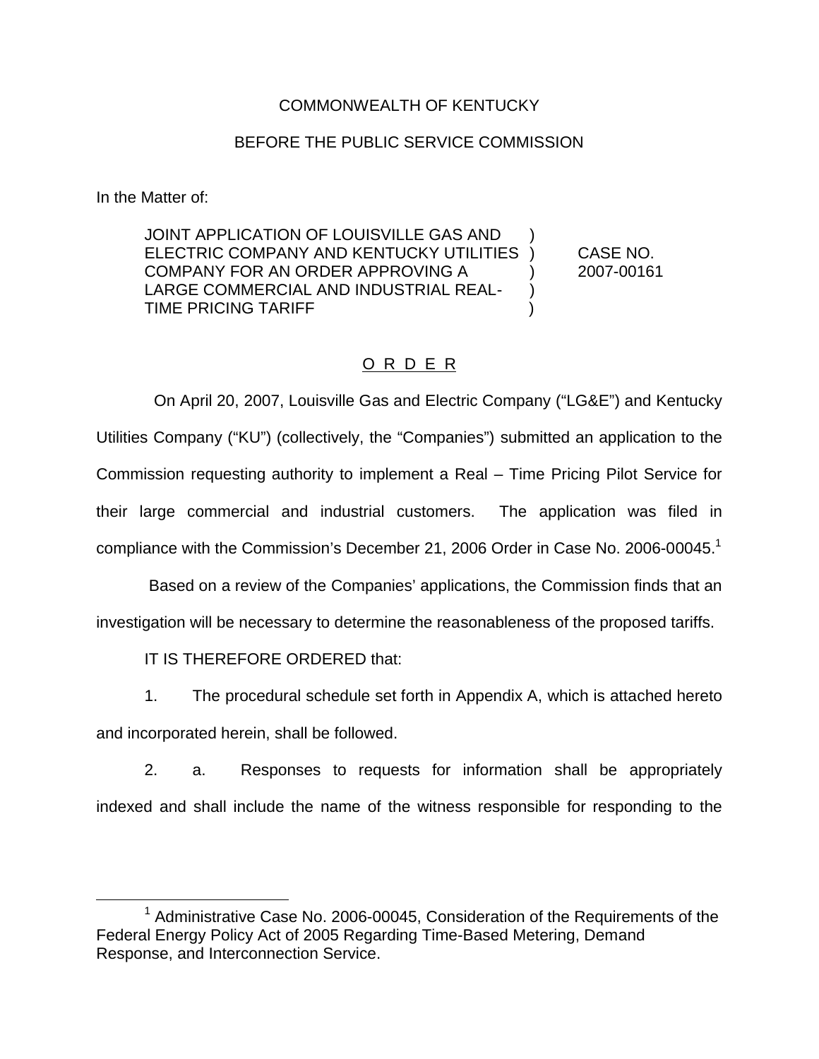COMMONWEALTH OF KENTUCKY

BEFORE THE PUBLIC SERVICE COMMISSION

In the Matter of:

| | | |
|---|---|---|
| JOINT APPLICATION OF LOUISVILLE GAS AND ELECTRIC COMPANY AND KENTUCKY UTILITIES COMPANY FOR AN ORDER APPROVING A LARGE COMMERCIAL AND INDUSTRIAL REAL-TIME PRICING TARIFF | ) ) ) ) ) | CASE NO. 2007-00161 |

## O R D E R

On April 20, 2007, Louisville Gas and Electric Company ("LG&E") and Kentucky Utilities Company ("KU") (collectively, the "Companies") submitted an application to the Commission requesting authority to implement a Real – Time Pricing Pilot Service for their large commercial and industrial customers. The application was filed in compliance with the Commission's December 21, 2006 Order in Case No. 2006-00045.[1]

Based on a review of the Companies' applications, the Commission finds that an investigation will be necessary to determine the reasonableness of the proposed tariffs.

IT IS THEREFORE ORDERED that:

1. The procedural schedule set forth in Appendix A, which is attached hereto and incorporated herein, shall be followed.

2. a. Responses to requests for information shall be appropriately indexed and shall include the name of the witness responsible for responding to the

[1] Administrative Case No. 2006-00045, Consideration of the Requirements of the Federal Energy Policy Act of 2005 Regarding Time-Based Metering, Demand Response, and Interconnection Service.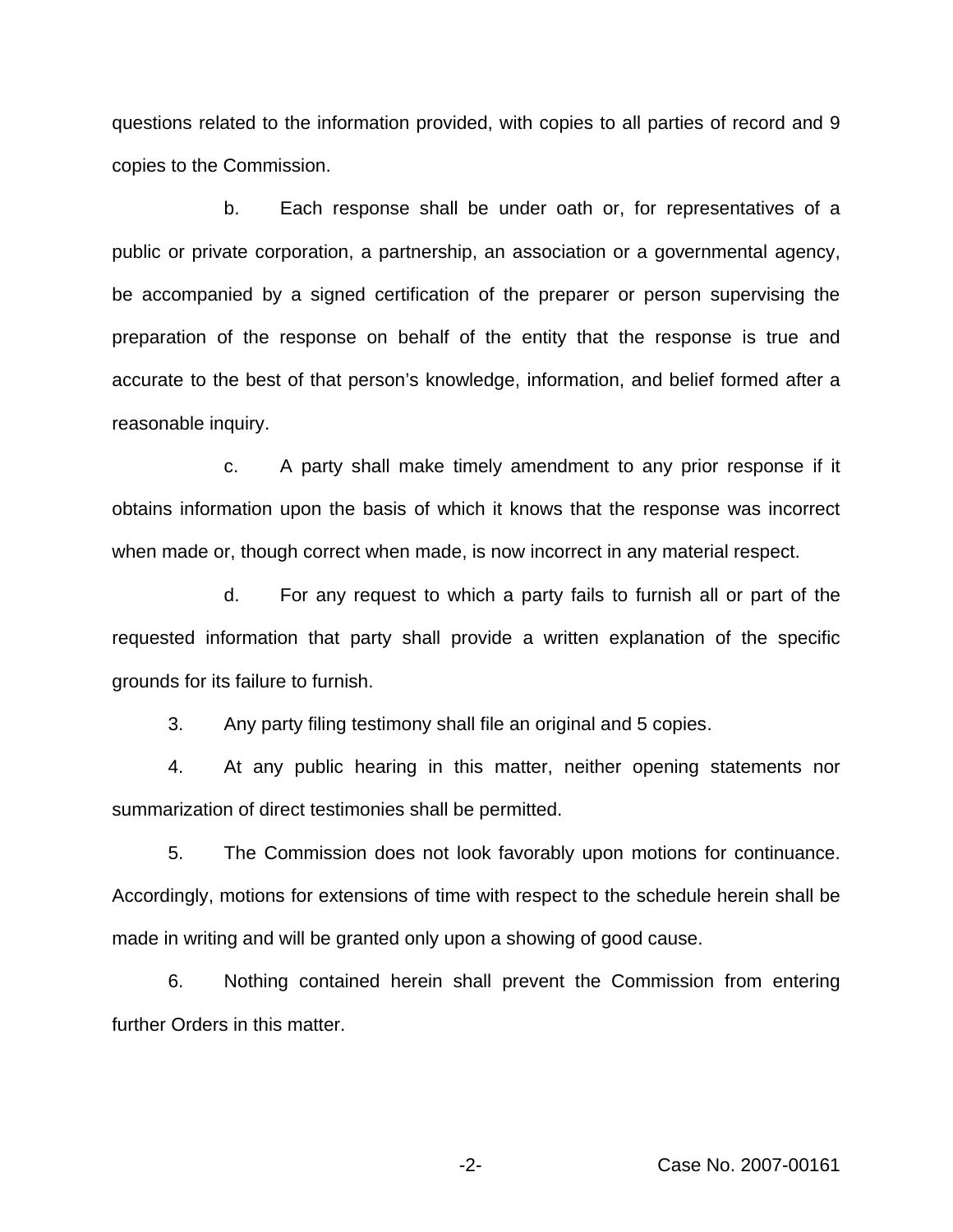questions related to the information provided, with copies to all parties of record and 9 copies to the Commission.

b. Each response shall be under oath or, for representatives of a public or private corporation, a partnership, an association or a governmental agency, be accompanied by a signed certification of the preparer or person supervising the preparation of the response on behalf of the entity that the response is true and accurate to the best of that person's knowledge, information, and belief formed after a reasonable inquiry.

c. A party shall make timely amendment to any prior response if it obtains information upon the basis of which it knows that the response was incorrect when made or, though correct when made, is now incorrect in any material respect.

d. For any request to which a party fails to furnish all or part of the requested information that party shall provide a written explanation of the specific grounds for its failure to furnish.

3. Any party filing testimony shall file an original and 5 copies.

4. At any public hearing in this matter, neither opening statements nor summarization of direct testimonies shall be permitted.

5. The Commission does not look favorably upon motions for continuance. Accordingly, motions for extensions of time with respect to the schedule herein shall be made in writing and will be granted only upon a showing of good cause.

6. Nothing contained herein shall prevent the Commission from entering further Orders in this matter.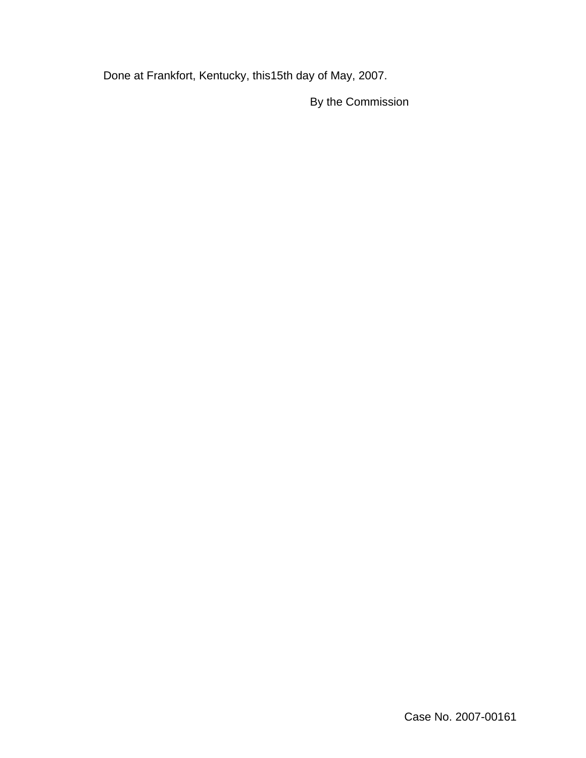Done at Frankfort, Kentucky, this15th day of May, 2007.

By the Commission

Case No. 2007-00161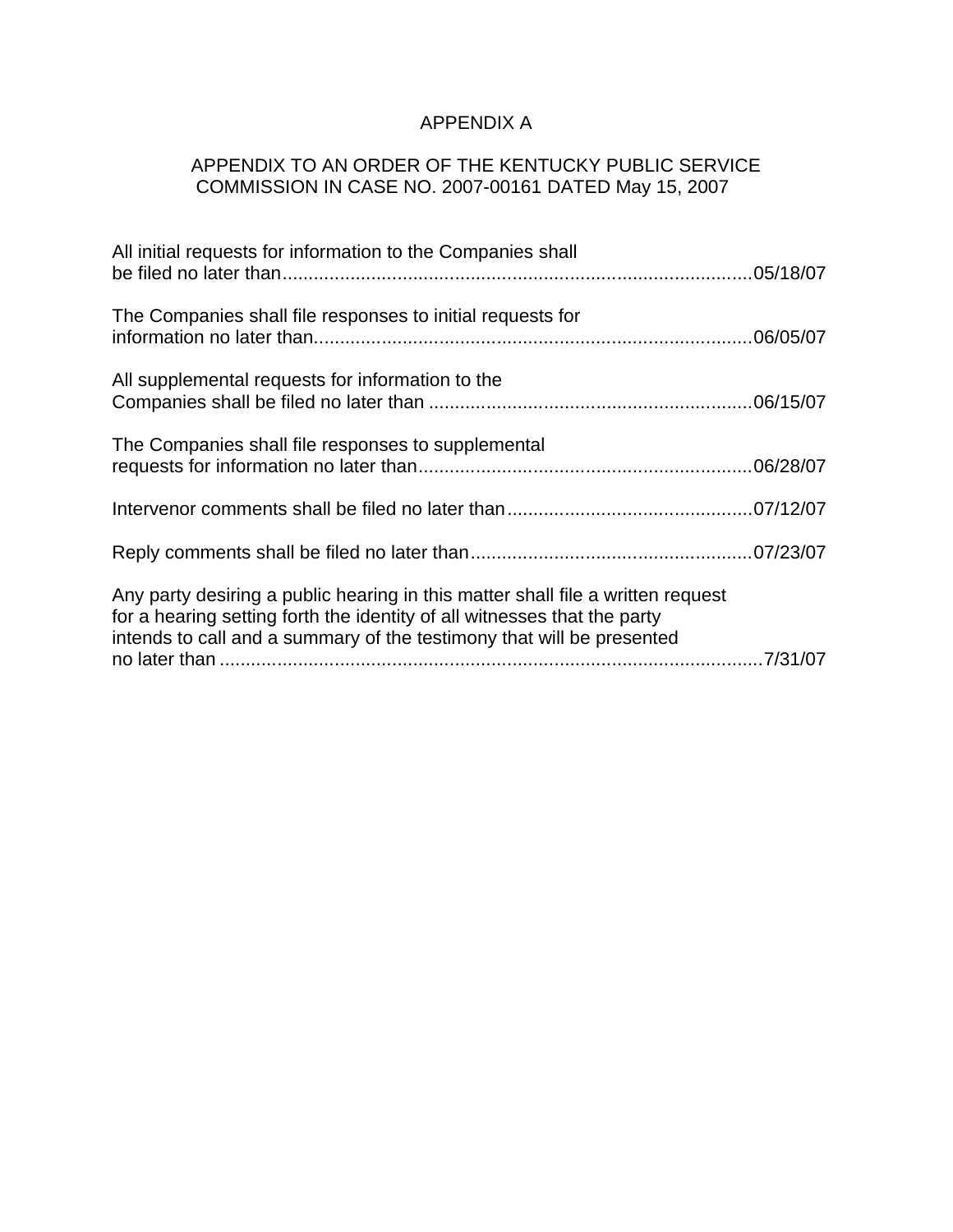# APPENDIX A

## APPENDIX TO AN ORDER OF THE KENTUCKY PUBLIC SERVICE COMMISSION IN CASE NO. 2007-00161 DATED May 15, 2007

All initial requests for information to the Companies shall be filed no later than..........................................................................................05/18/07

The Companies shall file responses to initial requests for information no later than....................................................................................06/05/07

All supplemental requests for information to the Companies shall be filed no later than ..............................................................06/15/07

The Companies shall file responses to supplemental requests for information no later than................................................................06/28/07

Intervenor comments shall be filed no later than...............................................07/12/07

Reply comments shall be filed no later than......................................................07/23/07

Any party desiring a public hearing in this matter shall file a written request for a hearing setting forth the identity of all witnesses that the party intends to call and a summary of the testimony that will be presented no later than .........................................................................................................7/31/07